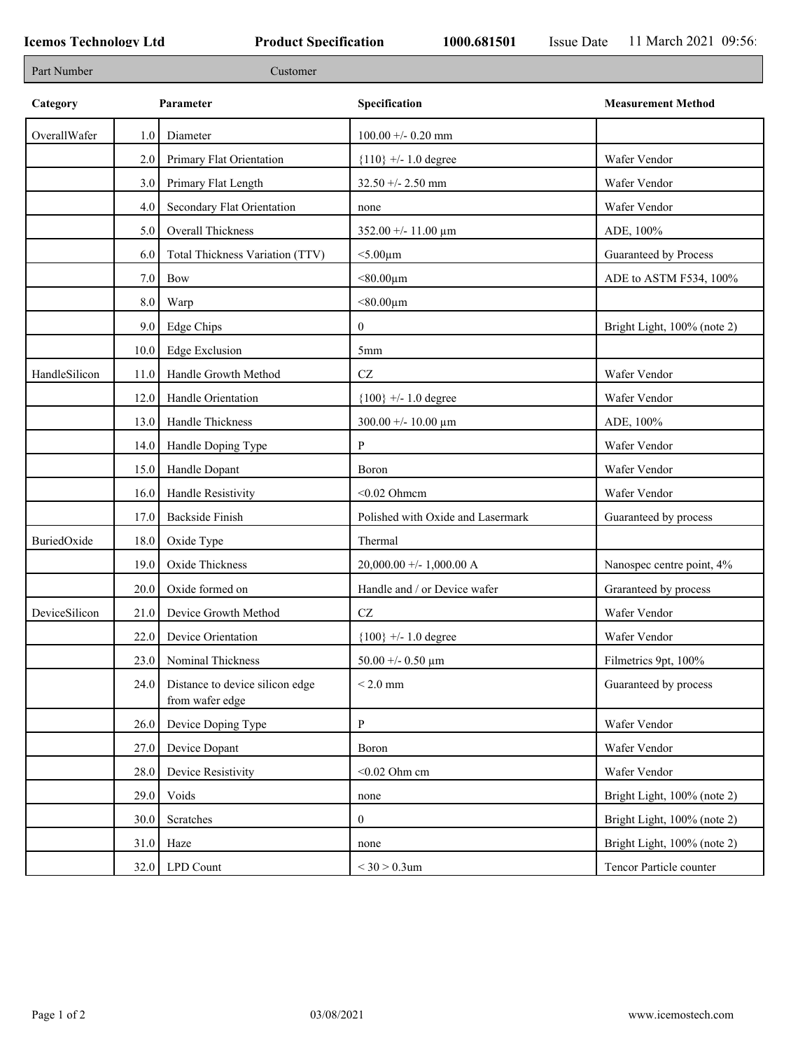**Icemos Technology Ltd** **Product Specification** **1000.681501** Issue Date 11 March 2021 09:56:

| Part Number | Customer |
|---|---|

| Category | | Parameter | Specification | Measurement Method |
|---|---|---|---|---|
| OverallWafer | 1.0 | Diameter | 100.00 +/- 0.20 mm | |
| | 2.0 | Primary Flat Orientation | {110} +/- 1.0 degree | Wafer Vendor |
| | 3.0 | Primary Flat Length | 32.50 +/- 2.50 mm | Wafer Vendor |
| | 4.0 | Secondary Flat Orientation | none | Wafer Vendor |
| | 5.0 | Overall Thickness | 352.00 +/- 11.00 µm | ADE, 100% |
| | 6.0 | Total Thickness Variation (TTV) | <5.00µm | Guaranteed by Process |
| | 7.0 | Bow | <80.00µm | ADE to ASTM F534, 100% |
| | 8.0 | Warp | <80.00µm | |
| | 9.0 | Edge Chips | 0 | Bright Light, 100% (note 2) |
| | 10.0 | Edge Exclusion | 5mm | |
| HandleSilicon | 11.0 | Handle Growth Method | CZ | Wafer Vendor |
| | 12.0 | Handle Orientation | {100} +/- 1.0 degree | Wafer Vendor |
| | 13.0 | Handle Thickness | 300.00 +/- 10.00 µm | ADE, 100% |
| | 14.0 | Handle Doping Type | P | Wafer Vendor |
| | 15.0 | Handle Dopant | Boron | Wafer Vendor |
| | 16.0 | Handle Resistivity | <0.02 Ohmcm | Wafer Vendor |
| | 17.0 | Backside Finish | Polished with Oxide and Lasermark | Guaranteed by process |
| BuriedOxide | 18.0 | Oxide Type | Thermal | |
| | 19.0 | Oxide Thickness | 20,000.00 +/- 1,000.00 A | Nanospec centre point, 4% |
| | 20.0 | Oxide formed on | Handle and / or Device wafer | Graranteed by process |
| DeviceSilicon | 21.0 | Device Growth Method | CZ | Wafer Vendor |
| | 22.0 | Device Orientation | {100} +/- 1.0 degree | Wafer Vendor |
| | 23.0 | Nominal Thickness | 50.00 +/- 0.50 µm | Filmetrics 9pt, 100% |
| | 24.0 | Distance to device silicon edge from wafer edge | < 2.0 mm | Guaranteed by process |
| | 26.0 | Device Doping Type | P | Wafer Vendor |
| | 27.0 | Device Dopant | Boron | Wafer Vendor |
| | 28.0 | Device Resistivity | <0.02 Ohm cm | Wafer Vendor |
| | 29.0 | Voids | none | Bright Light, 100% (note 2) |
| | 30.0 | Scratches | 0 | Bright Light, 100% (note 2) |
| | 31.0 | Haze | none | Bright Light, 100% (note 2) |
| | 32.0 | LPD Count | < 30 > 0.3um | Tencor Particle counter |

03/08/2021 www.icemostech.com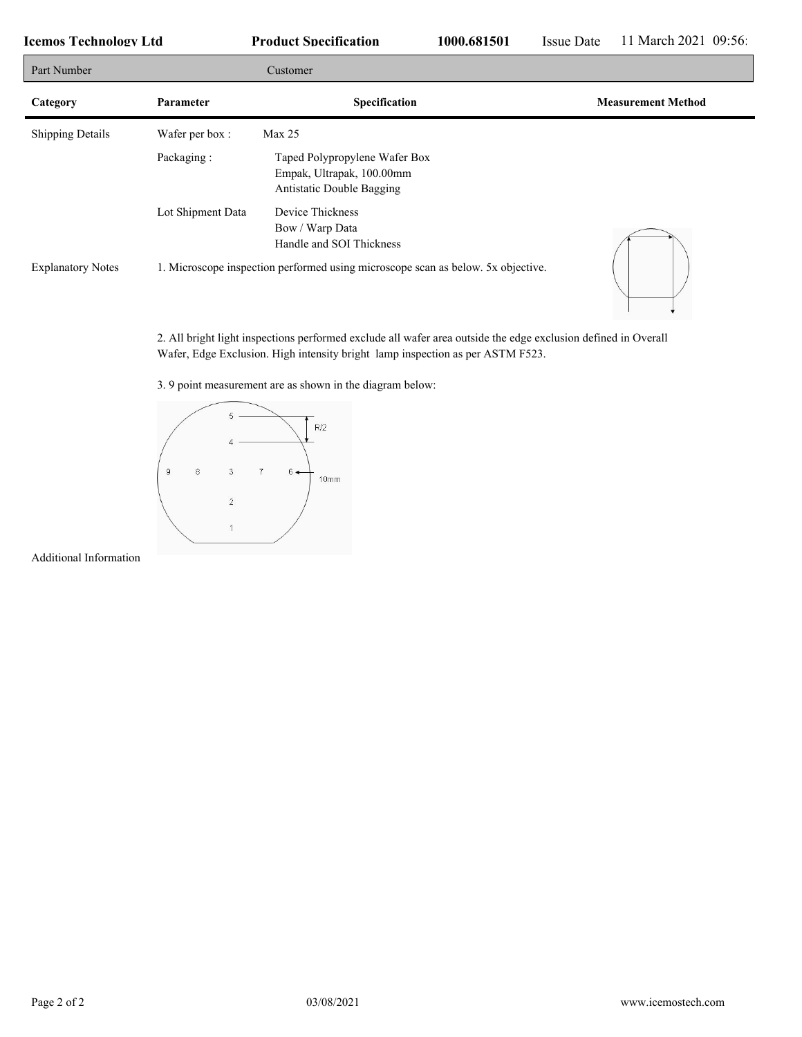| Part Number | | Customer | |
|---|---|---|---|
| **Category** | **Parameter** | **Specification** | **Measurement Method** |
| Shipping Details | Wafer per box : | Max 25 | |
| | Packaging : | Taped Polypropylene Wafer Box<br>Empak, Ultrapak, 100.00mm<br>Antistatic Double Bagging | |
| | Lot Shipment Data | Device Thickness<br>Bow / Warp Data<br>Handle and SOI Thickness | |
| Explanatory Notes | 1. Microscope inspection performed using microscope scan as below. 5x objective. | | |

2. All bright light inspections performed exclude all wafer area outside the edge exclusion defined in Overall Wafer, Edge Exclusion. High intensity bright lamp inspection as per ASTM F523.

3. 9 point measurement are as shown in the diagram below:

5
4
R/2
9 8 3 7 6
10mm
2
1

Additional Information